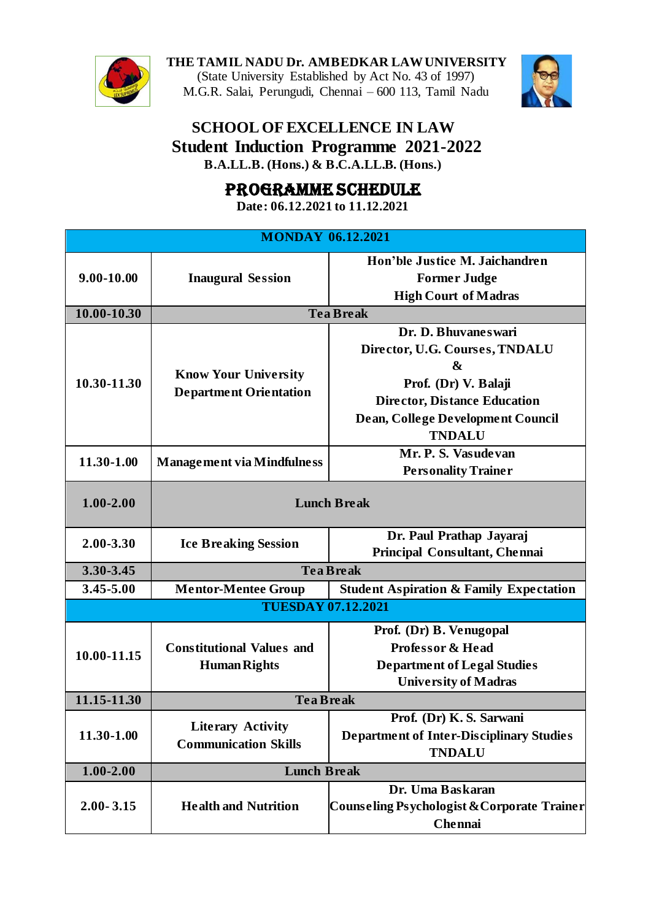**THE TAMIL NADU Dr. AMBEDKAR LAW UNIVERSITY**
(State University Established by Act No. 43 of 1997)
M.G.R. Salai, Perungudi, Chennai – 600 113, Tamil Nadu

# SCHOOL OF EXCELLENCE IN LAW

## Student Induction Programme 2021-2022

**B.A.LL.B. (Hons.) & B.C.A.LL.B. (Hons.)**

## PROGRAMME SCHEDULE

**Date: 06.12.2021 to 11.12.2021**

| MONDAY 06.12.2021 | | |
|---|---|---|
| 9.00-10.00 | Inaugural Session | Hon'ble Justice M. Jaichandren<br>Former Judge<br>High Court of Madras |
| 10.00-10.30 | Tea Break | |
| 10.30-11.30 | Know Your University<br>Department Orientation | Dr. D. Bhuvaneswari<br>Director, U.G. Courses, TNDALU<br>&<br>Prof. (Dr) V. Balaji<br>Director, Distance Education<br>Dean, College Development Council<br>TNDALU |
| 11.30-1.00 | Management via Mindfulness | Mr. P. S. Vasudevan<br>Personality Trainer |
| 1.00-2.00 | Lunch Break | |
| 2.00-3.30 | Ice Breaking Session | Dr. Paul Prathap Jayaraj<br>Principal Consultant, Chennai |
| 3.30-3.45 | Tea Break | |
| 3.45-5.00 | Mentor-Mentee Group | Student Aspiration & Family Expectation |
| **TUESDAY 07.12.2021** | | |
| 10.00-11.15 | Constitutional Values and Human Rights | Prof. (Dr) B. Venugopal<br>Professor & Head<br>Department of Legal Studies<br>University of Madras |
| 11.15-11.30 | Tea Break | |
| 11.30-1.00 | Literary Activity<br>Communication Skills | Prof. (Dr) K. S. Sarwani<br>Department of Inter-Disciplinary Studies<br>TNDALU |
| 1.00-2.00 | Lunch Break | |
| 2.00- 3.15 | Health and Nutrition | Dr. Uma Baskaran<br>Counseling Psychologist & Corporate Trainer<br>Chennai |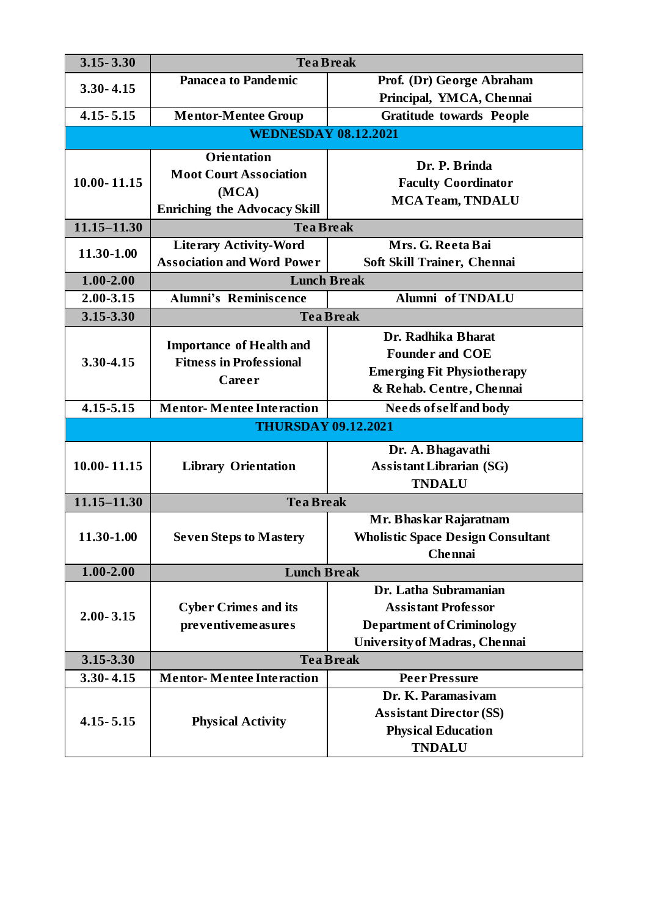| | | |
|---|---|---|
| 3.15- 3.30 | Tea Break | |
| 3.30- 4.15 | Panacea to Pandemic | Prof. (Dr) George Abraham<br>Principal, YMCA, Chennai |
| 4.15- 5.15 | Mentor-Mentee Group | Gratitude towards People |
| **WEDNESDAY 08.12.2021** | | |
| 10.00- 11.15 | Orientation<br>Moot Court Association (MCA)<br>Enriching the Advocacy Skill | Dr. P. Brinda<br>Faculty Coordinator<br>MCA Team, TNDALU |
| 11.15–11.30 | Tea Break | |
| 11.30-1.00 | Literary Activity-Word Association and Word Power | Mrs. G. Reeta Bai<br>Soft Skill Trainer, Chennai |
| 1.00-2.00 | Lunch Break | |
| 2.00-3.15 | Alumni's Reminiscence | Alumni of TNDALU |
| 3.15-3.30 | Tea Break | |
| 3.30-4.15 | Importance of Health and Fitness in Professional Career | Dr. Radhika Bharat<br>Founder and COE<br>Emerging Fit Physiotherapy & Rehab. Centre, Chennai |
| 4.15-5.15 | Mentor- Mentee Interaction | Needs of self and body |
| **THURSDAY 09.12.2021** | | |
| 10.00- 11.15 | Library Orientation | Dr. A. Bhagavathi<br>Assistant Librarian (SG)<br>TNDALU |
| 11.15–11.30 | Tea Break | |
| 11.30-1.00 | Seven Steps to Mastery | Mr. Bhaskar Rajaratnam<br>Wholistic Space Design Consultant<br>Chennai |
| 1.00-2.00 | Lunch Break | |
| 2.00- 3.15 | Cyber Crimes and its preventivemeasures | Dr. Latha Subramanian<br>Assistant Professor<br>Department of Criminology<br>University of Madras, Chennai |
| 3.15-3.30 | Tea Break | |
| 3.30- 4.15 | Mentor- Mentee Interaction | Peer Pressure |
| 4.15- 5.15 | Physical Activity | Dr. K. Paramasivam<br>Assistant Director (SS)<br>Physical Education<br>TNDALU |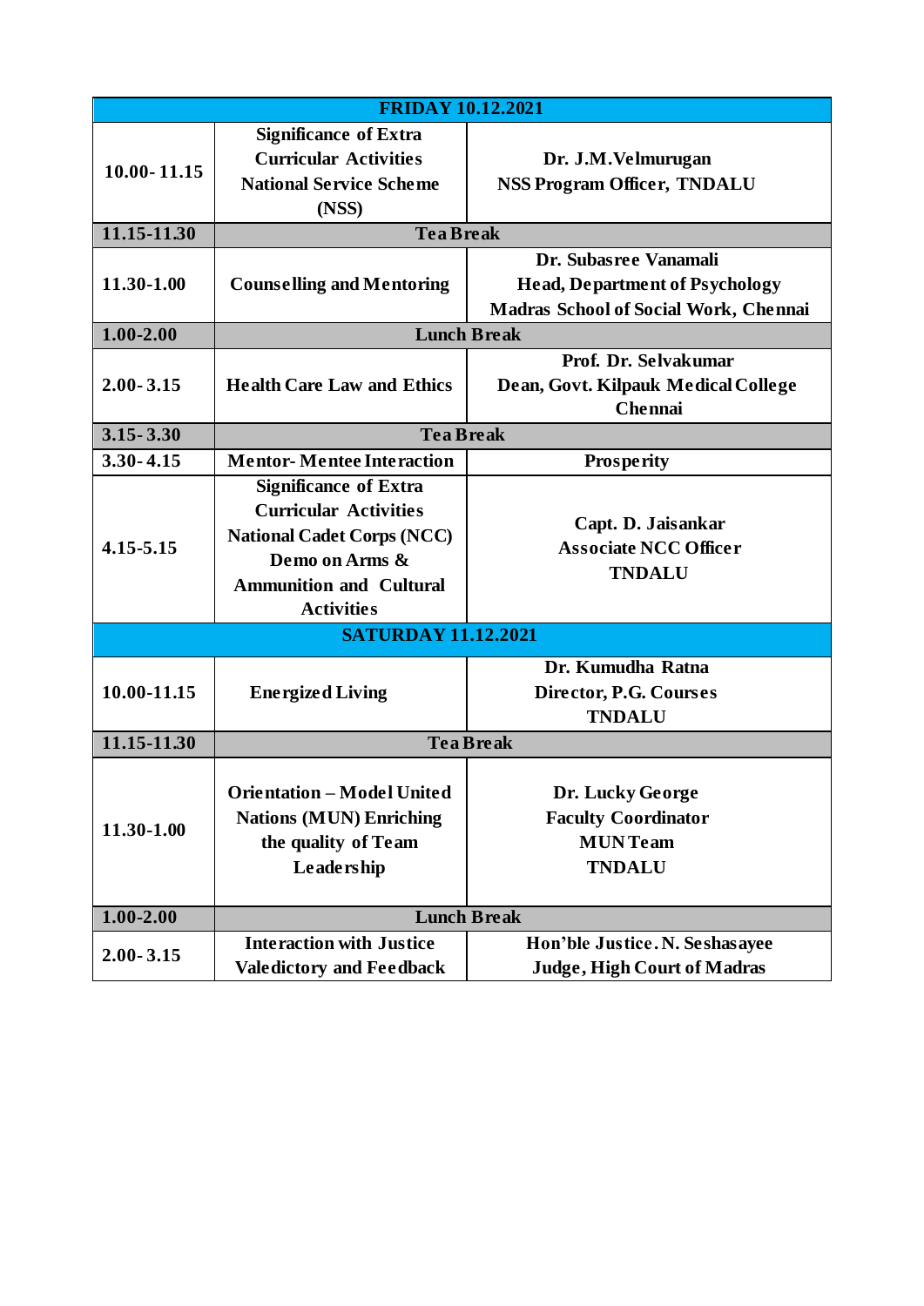| | | |
|---|---|---|
| **FRIDAY 10.12.2021** | | |
| **10.00- 11.15** | **Significance of Extra Curricular Activities National Service Scheme (NSS)** | **Dr. J.M.Velmurugan NSS Program Officer, TNDALU** |
| **11.15-11.30** | **Tea Break** | |
| **11.30-1.00** | **Counselling and Mentoring** | **Dr. Subasree Vanamali Head, Department of Psychology Madras School of Social Work, Chennai** |
| **1.00-2.00** | **Lunch Break** | |
| **2.00- 3.15** | **Health Care Law and Ethics** | **Prof. Dr. Selvakumar Dean, Govt. Kilpauk Medical College Chennai** |
| **3.15- 3.30** | **Tea Break** | |
| **3.30- 4.15** | **Mentor- Mentee Interaction** | **Prosperity** |
| **4.15-5.15** | **Significance of Extra Curricular Activities National Cadet Corps (NCC) Demo on Arms & Ammunition and Cultural Activities** | **Capt. D. Jaisankar Associate NCC Officer TNDALU** |
| **SATURDAY 11.12.2021** | | |
| **10.00-11.15** | **Energized Living** | **Dr. Kumudha Ratna Director, P.G. Courses TNDALU** |
| **11.15-11.30** | **Tea Break** | |
| **11.30-1.00** | **Orientation – Model United Nations (MUN) Enriching the quality of Team Leadership** | **Dr. Lucky George Faculty Coordinator MUN Team TNDALU** |
| **1.00-2.00** | **Lunch Break** | |
| **2.00- 3.15** | **Interaction with Justice Valedictory and Feedback** | **Hon'ble Justice. N. Seshasayee Judge, High Court of Madras** |